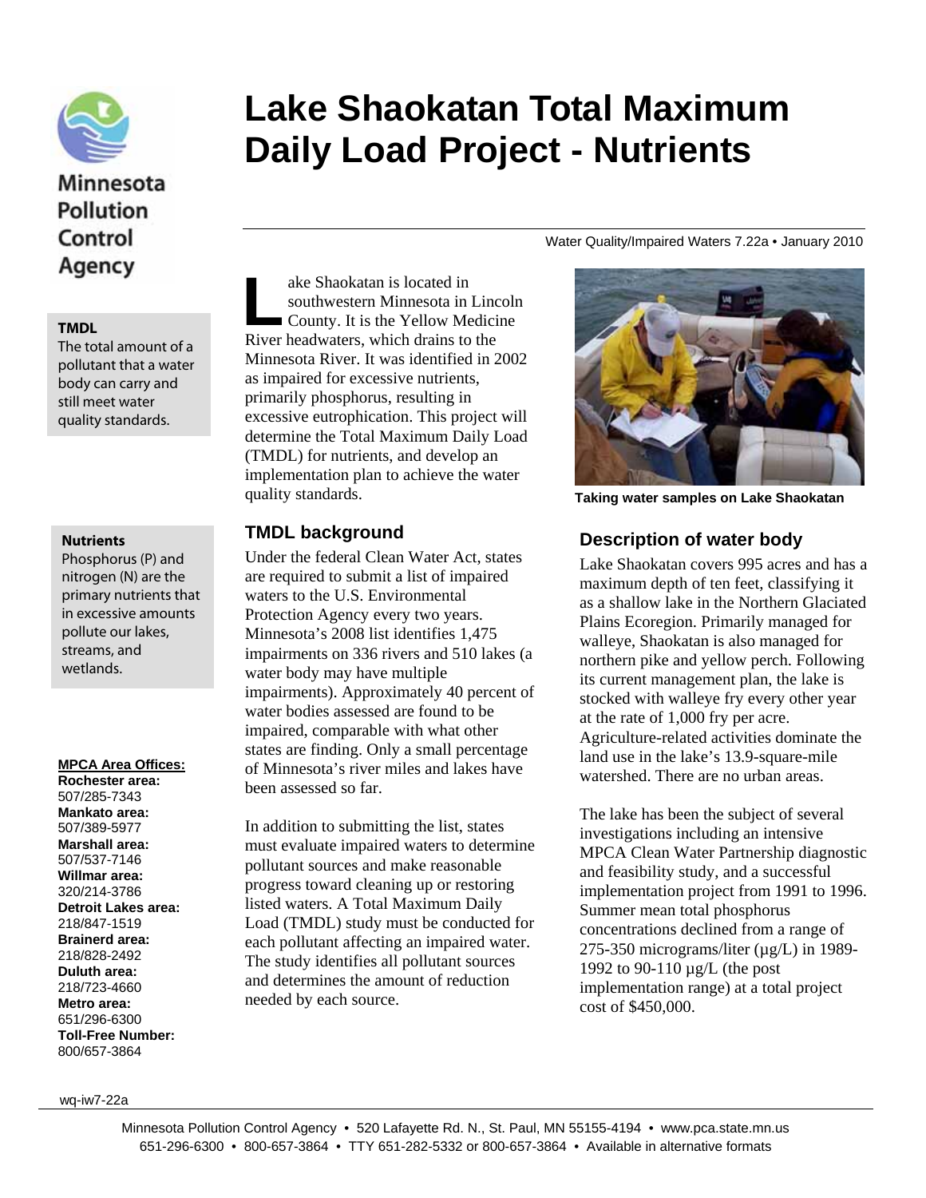Minnesota Pollution Control Agency

# Lake Shaokatan Total Maximum Daily Load Project - Nutrients

Water Quality/Impaired Waters 7.22a • January 2010

**TMDL**
The total amount of a pollutant that a water body can carry and still meet water quality standards.

**Nutrients**
Phosphorus (P) and nitrogen (N) are the primary nutrients that in excessive amounts pollute our lakes, streams, and wetlands.

**MPCA Area Offices:**
**Rochester area:** 507/285-7343
**Mankato area:** 507/389-5977
**Marshall area:** 507/537-7146
**Willmar area:** 320/214-3786
**Detroit Lakes area:** 218/847-1519
**Brainerd area:** 218/828-2492
**Duluth area:** 218/723-4660
**Metro area:** 651/296-6300
**Toll-Free Number:** 800/657-3864

Lake Shaokatan is located in southwestern Minnesota in Lincoln County. It is the Yellow Medicine River headwaters, which drains to the Minnesota River. It was identified in 2002 as impaired for excessive nutrients, primarily phosphorus, resulting in excessive eutrophication. This project will determine the Total Maximum Daily Load (TMDL) for nutrients, and develop an implementation plan to achieve the water quality standards.

## TMDL background

Under the federal Clean Water Act, states are required to submit a list of impaired waters to the U.S. Environmental Protection Agency every two years. Minnesota's 2008 list identifies 1,475 impairments on 336 rivers and 510 lakes (a water body may have multiple impairments). Approximately 40 percent of water bodies assessed are found to be impaired, comparable with what other states are finding. Only a small percentage of Minnesota's river miles and lakes have been assessed so far.

In addition to submitting the list, states must evaluate impaired waters to determine pollutant sources and make reasonable progress toward cleaning up or restoring listed waters. A Total Maximum Daily Load (TMDL) study must be conducted for each pollutant affecting an impaired water. The study identifies all pollutant sources and determines the amount of reduction needed by each source.

Taking water samples on Lake Shaokatan

## Description of water body

Lake Shaokatan covers 995 acres and has a maximum depth of ten feet, classifying it as a shallow lake in the Northern Glaciated Plains Ecoregion. Primarily managed for walleye, Shaokatan is also managed for northern pike and yellow perch. Following its current management plan, the lake is stocked with walleye fry every other year at the rate of 1,000 fry per acre. Agriculture-related activities dominate the land use in the lake's 13.9-square-mile watershed. There are no urban areas.

The lake has been the subject of several investigations including an intensive MPCA Clean Water Partnership diagnostic and feasibility study, and a successful implementation project from 1991 to 1996. Summer mean total phosphorus concentrations declined from a range of 275-350 micrograms/liter (µg/L) in 1989-1992 to 90-110 µg/L (the post implementation range) at a total project cost of $450,000.

wq-iw7-22a

Minnesota Pollution Control Agency • 520 Lafayette Rd. N., St. Paul, MN 55155-4194 • www.pca.state.mn.us
651-296-6300 • 800-657-3864 • TTY 651-282-5332 or 800-657-3864 • Available in alternative formats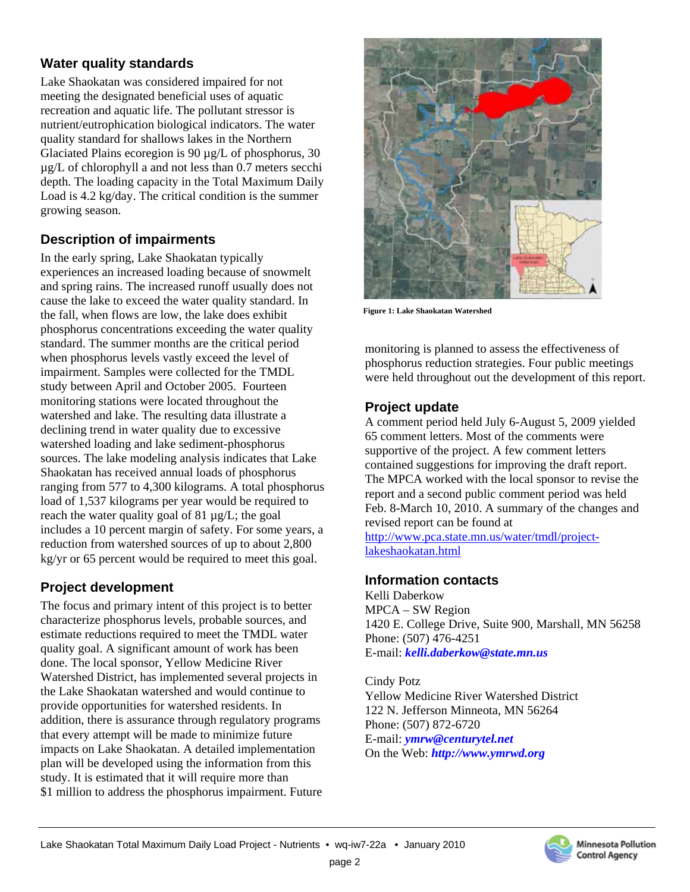## Water quality standards

Lake Shaokatan was considered impaired for not meeting the designated beneficial uses of aquatic recreation and aquatic life. The pollutant stressor is nutrient/eutrophication biological indicators. The water quality standard for shallows lakes in the Northern Glaciated Plains ecoregion is 90 µg/L of phosphorus, 30 µg/L of chlorophyll a and not less than 0.7 meters secchi depth. The loading capacity in the Total Maximum Daily Load is 4.2 kg/day. The critical condition is the summer growing season.

## Description of impairments

In the early spring, Lake Shaokatan typically experiences an increased loading because of snowmelt and spring rains. The increased runoff usually does not cause the lake to exceed the water quality standard. In the fall, when flows are low, the lake does exhibit phosphorus concentrations exceeding the water quality standard. The summer months are the critical period when phosphorus levels vastly exceed the level of impairment. Samples were collected for the TMDL study between April and October 2005. Fourteen monitoring stations were located throughout the watershed and lake. The resulting data illustrate a declining trend in water quality due to excessive watershed loading and lake sediment-phosphorus sources. The lake modeling analysis indicates that Lake Shaokatan has received annual loads of phosphorus ranging from 577 to 4,300 kilograms. A total phosphorus load of 1,537 kilograms per year would be required to reach the water quality goal of 81 µg/L; the goal includes a 10 percent margin of safety. For some years, a reduction from watershed sources of up to about 2,800 kg/yr or 65 percent would be required to meet this goal.

## Project development

The focus and primary intent of this project is to better characterize phosphorus levels, probable sources, and estimate reductions required to meet the TMDL water quality goal. A significant amount of work has been done. The local sponsor, Yellow Medicine River Watershed District, has implemented several projects in the Lake Shaokatan watershed and would continue to provide opportunities for watershed residents. In addition, there is assurance through regulatory programs that every attempt will be made to minimize future impacts on Lake Shaokatan. A detailed implementation plan will be developed using the information from this study. It is estimated that it will require more than $1 million to address the phosphorus impairment. Future monitoring is planned to assess the effectiveness of phosphorus reduction strategies. Four public meetings were held throughout out the development of this report.

**Figure 1: Lake Shaokatan Watershed**

## Project update

A comment period held July 6-August 5, 2009 yielded 65 comment letters. Most of the comments were supportive of the project. A few comment letters contained suggestions for improving the draft report. The MPCA worked with the local sponsor to revise the report and a second public comment period was held Feb. 8-March 10, 2010. A summary of the changes and revised report can be found at http://www.pca.state.mn.us/water/tmdl/project-lakeshaokatan.html

## Information contacts

Kelli Daberkow
MPCA – SW Region
1420 E. College Drive, Suite 900, Marshall, MN 56258
Phone: (507) 476-4251
E-mail: ***kelli.daberkow@state.mn.us***

Cindy Potz
Yellow Medicine River Watershed District
122 N. Jefferson Minneota, MN 56264
Phone: (507) 872-6720
E-mail: ***ymrw@centurytel.net***
On the Web: ***http://www.ymrwd.org***